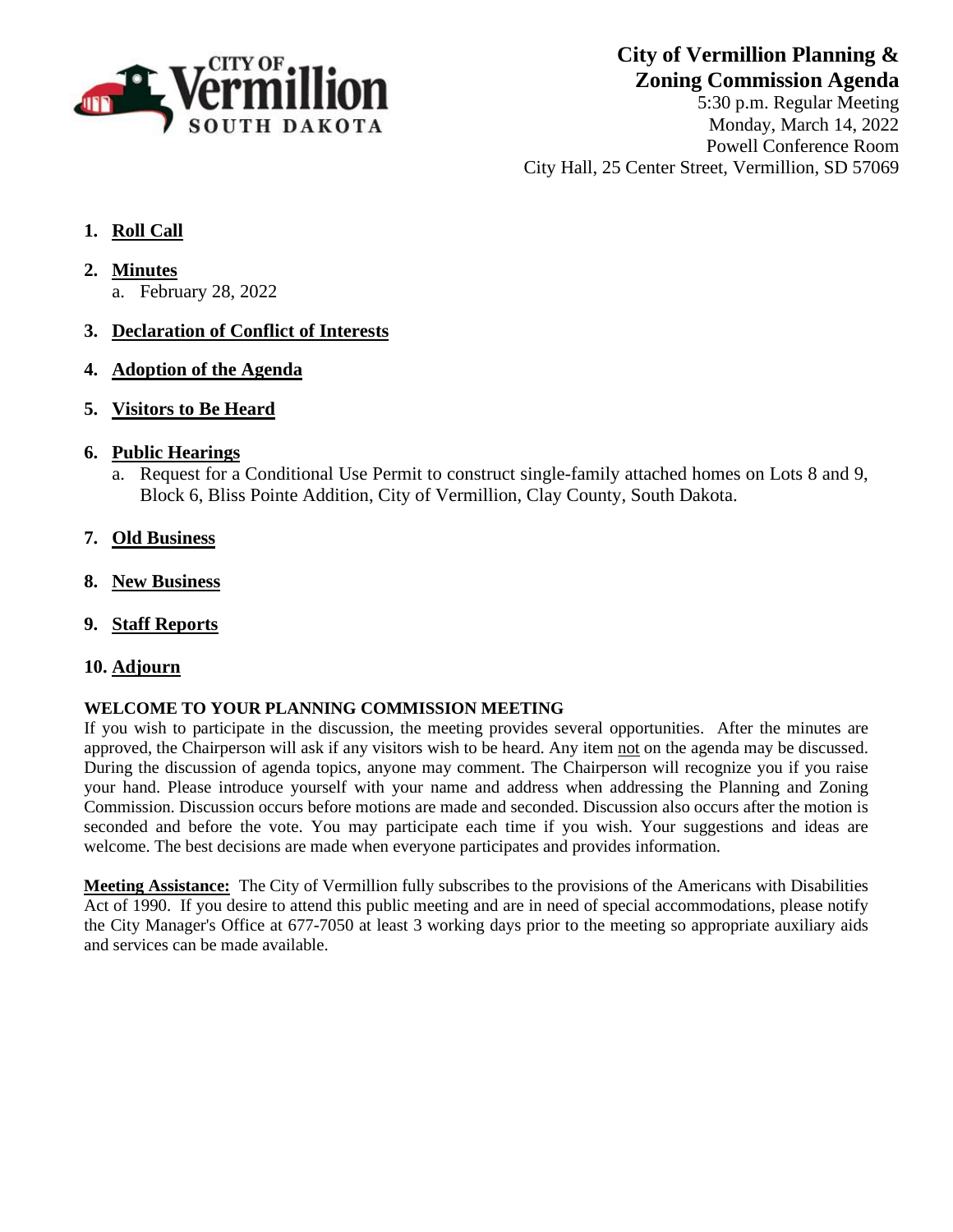CITY OF Vermillion SOUTH DAKOTA

# City of Vermillion Planning & Zoning Commission Agenda

5:30 p.m. Regular Meeting
Monday, March 14, 2022
Powell Conference Room
City Hall, 25 Center Street, Vermillion, SD 57069

1. **Roll Call**

2. **Minutes**
   a. February 28, 2022

3. **Declaration of Conflict of Interests**

4. **Adoption of the Agenda**

5. **Visitors to Be Heard**

6. **Public Hearings**
   a. Request for a Conditional Use Permit to construct single-family attached homes on Lots 8 and 9, Block 6, Bliss Pointe Addition, City of Vermillion, Clay County, South Dakota.

7. **Old Business**

8. **New Business**

9. **Staff Reports**

10. **Adjourn**

**WELCOME TO YOUR PLANNING COMMISSION MEETING**

If you wish to participate in the discussion, the meeting provides several opportunities. After the minutes are approved, the Chairperson will ask if any visitors wish to be heard. Any item not on the agenda may be discussed. During the discussion of agenda topics, anyone may comment. The Chairperson will recognize you if you raise your hand. Please introduce yourself with your name and address when addressing the Planning and Zoning Commission. Discussion occurs before motions are made and seconded. Discussion also occurs after the motion is seconded and before the vote. You may participate each time if you wish. Your suggestions and ideas are welcome. The best decisions are made when everyone participates and provides information.

**Meeting Assistance:** The City of Vermillion fully subscribes to the provisions of the Americans with Disabilities Act of 1990. If you desire to attend this public meeting and are in need of special accommodations, please notify the City Manager's Office at 677-7050 at least 3 working days prior to the meeting so appropriate auxiliary aids and services can be made available.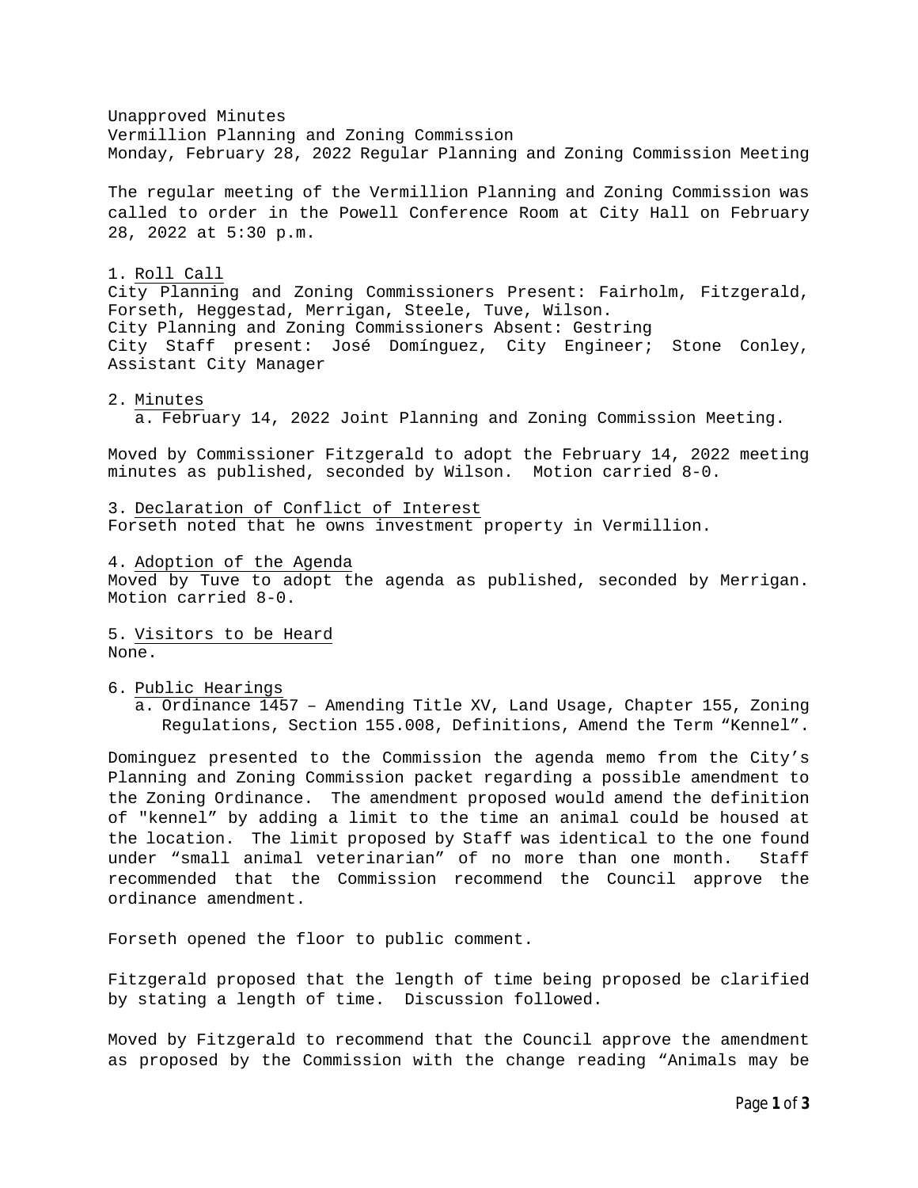Unapproved Minutes
Vermillion Planning and Zoning Commission
Monday, February 28, 2022 Regular Planning and Zoning Commission Meeting

The regular meeting of the Vermillion Planning and Zoning Commission was called to order in the Powell Conference Room at City Hall on February 28, 2022 at 5:30 p.m.

1. Roll Call

City Planning and Zoning Commissioners Present: Fairholm, Fitzgerald, Forseth, Heggestad, Merrigan, Steele, Tuve, Wilson.
City Planning and Zoning Commissioners Absent: Gestring
City Staff present: José Domínguez, City Engineer; Stone Conley, Assistant City Manager

2. Minutes
   a. February 14, 2022 Joint Planning and Zoning Commission Meeting.

Moved by Commissioner Fitzgerald to adopt the February 14, 2022 meeting minutes as published, seconded by Wilson. Motion carried 8-0.

3. Declaration of Conflict of Interest

Forseth noted that he owns investment property in Vermillion.

4. Adoption of the Agenda

Moved by Tuve to adopt the agenda as published, seconded by Merrigan. Motion carried 8-0.

5. Visitors to be Heard

None.

6. Public Hearings
   a. Ordinance 1457 – Amending Title XV, Land Usage, Chapter 155, Zoning Regulations, Section 155.008, Definitions, Amend the Term “Kennel”.

Dominguez presented to the Commission the agenda memo from the City’s Planning and Zoning Commission packet regarding a possible amendment to the Zoning Ordinance. The amendment proposed would amend the definition of "kennel” by adding a limit to the time an animal could be housed at the location. The limit proposed by Staff was identical to the one found under “small animal veterinarian” of no more than one month. Staff recommended that the Commission recommend the Council approve the ordinance amendment.

Forseth opened the floor to public comment.

Fitzgerald proposed that the length of time being proposed be clarified by stating a length of time. Discussion followed.

Moved by Fitzgerald to recommend that the Council approve the amendment as proposed by the Commission with the change reading “Animals may be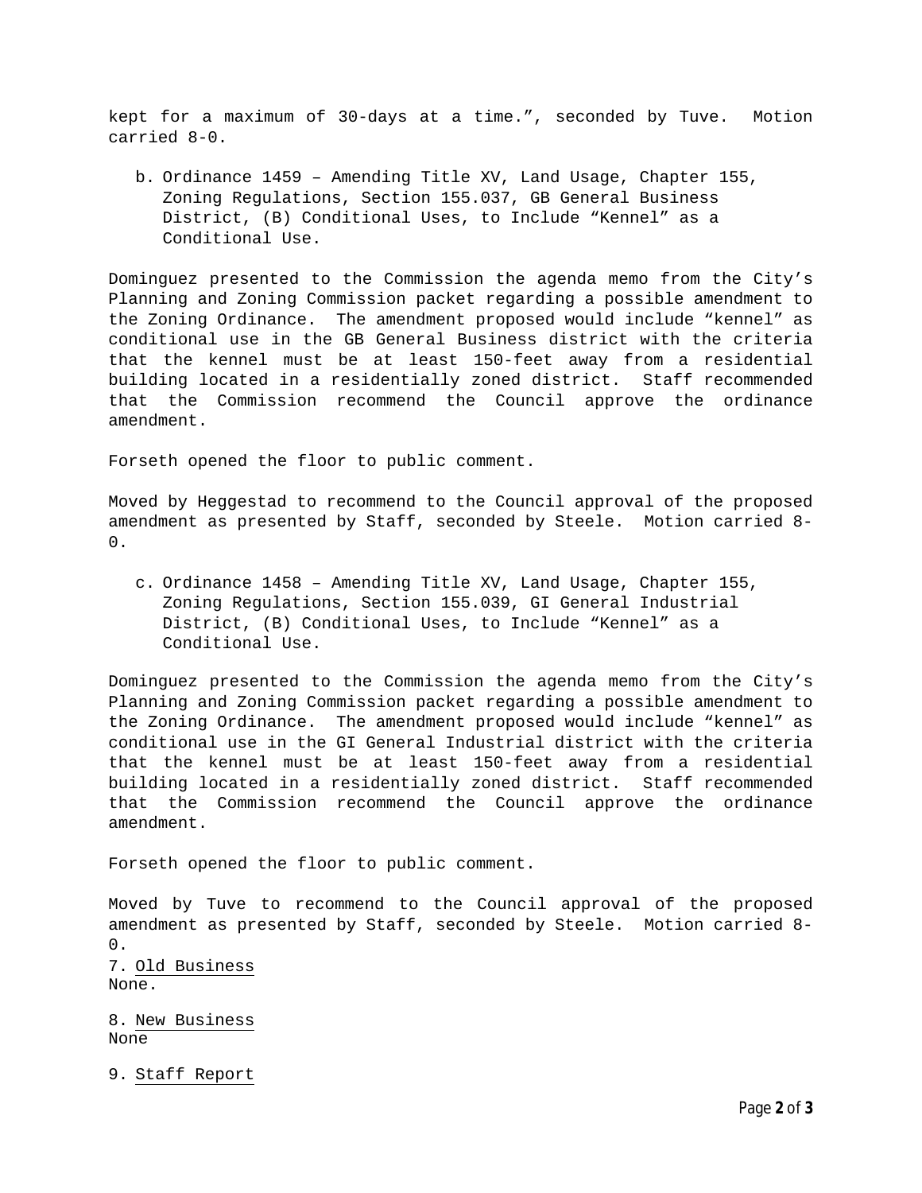kept for a maximum of 30-days at a time.", seconded by Tuve. Motion carried 8-0.

b. Ordinance 1459 – Amending Title XV, Land Usage, Chapter 155, Zoning Regulations, Section 155.037, GB General Business District, (B) Conditional Uses, to Include "Kennel" as a Conditional Use.

Dominguez presented to the Commission the agenda memo from the City's Planning and Zoning Commission packet regarding a possible amendment to the Zoning Ordinance. The amendment proposed would include "kennel" as conditional use in the GB General Business district with the criteria that the kennel must be at least 150-feet away from a residential building located in a residentially zoned district. Staff recommended that the Commission recommend the Council approve the ordinance amendment.

Forseth opened the floor to public comment.

Moved by Heggestad to recommend to the Council approval of the proposed amendment as presented by Staff, seconded by Steele. Motion carried 8-0.

c. Ordinance 1458 – Amending Title XV, Land Usage, Chapter 155, Zoning Regulations, Section 155.039, GI General Industrial District, (B) Conditional Uses, to Include "Kennel" as a Conditional Use.

Dominguez presented to the Commission the agenda memo from the City's Planning and Zoning Commission packet regarding a possible amendment to the Zoning Ordinance. The amendment proposed would include "kennel" as conditional use in the GI General Industrial district with the criteria that the kennel must be at least 150-feet away from a residential building located in a residentially zoned district. Staff recommended that the Commission recommend the Council approve the ordinance amendment.

Forseth opened the floor to public comment.

Moved by Tuve to recommend to the Council approval of the proposed amendment as presented by Staff, seconded by Steele. Motion carried 8-0.

7. Old Business

None.

8. New Business

None

9. Staff Report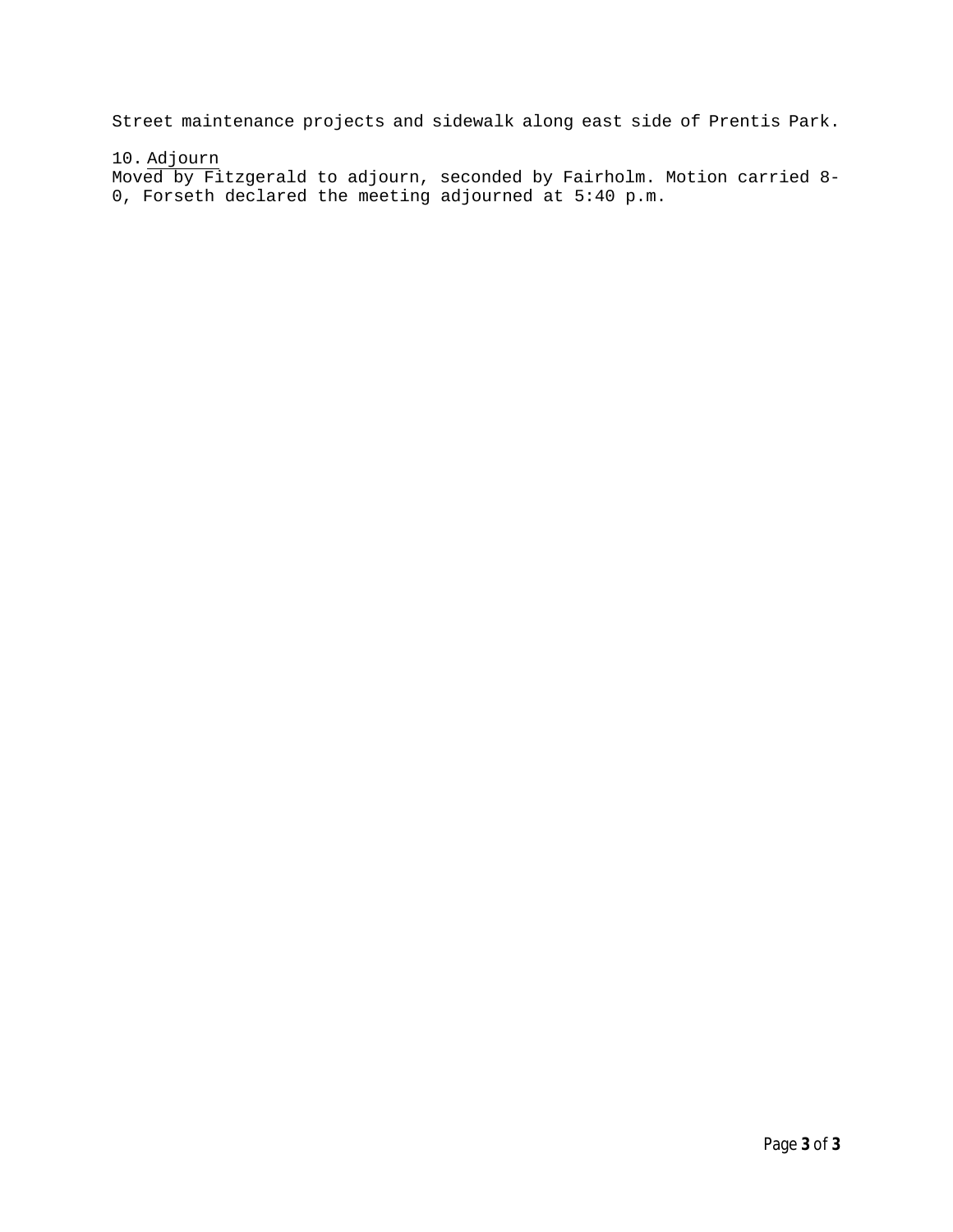Street maintenance projects and sidewalk along east side of Prentis Park.

10. Adjourn

Moved by Fitzgerald to adjourn, seconded by Fairholm. Motion carried 8-0, Forseth declared the meeting adjourned at 5:40 p.m.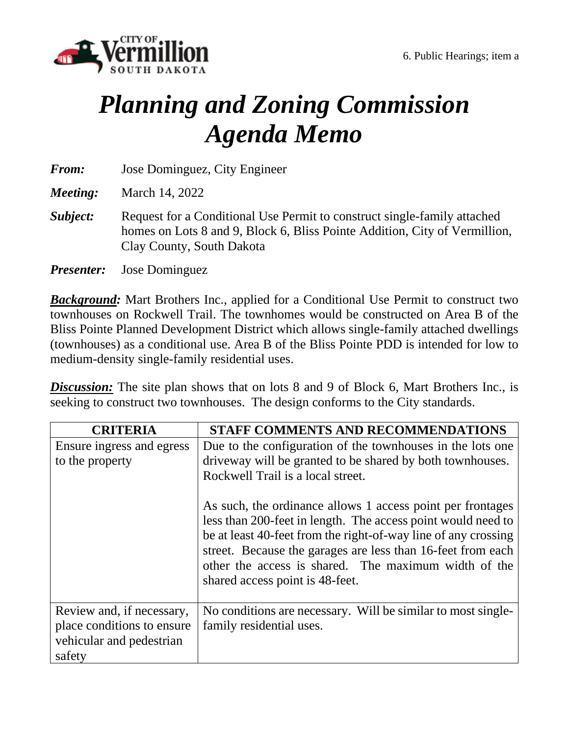6. Public Hearings; item a

# *Planning and Zoning Commission Agenda Memo*

***From:*** Jose Dominguez, City Engineer

***Meeting:*** March 14, 2022

***Subject:*** Request for a Conditional Use Permit to construct single-family attached homes on Lots 8 and 9, Block 6, Bliss Pointe Addition, City of Vermillion, Clay County, South Dakota

***Presenter:*** Jose Dominguez

***Background:*** Mart Brothers Inc., applied for a Conditional Use Permit to construct two townhouses on Rockwell Trail. The townhomes would be constructed on Area B of the Bliss Pointe Planned Development District which allows single-family attached dwellings (townhouses) as a conditional use. Area B of the Bliss Pointe PDD is intended for low to medium-density single-family residential uses.

***Discussion:*** The site plan shows that on lots 8 and 9 of Block 6, Mart Brothers Inc., is seeking to construct two townhouses. The design conforms to the City standards.

| CRITERIA | STAFF COMMENTS AND RECOMMENDATIONS |
| --- | --- |
| Ensure ingress and egress to the property | Due to the configuration of the townhouses in the lots one driveway will be granted to be shared by both townhouses. Rockwell Trail is a local street.<br><br>As such, the ordinance allows 1 access point per frontages less than 200-feet in length. The access point would need to be at least 40-feet from the right-of-way line of any crossing street. Because the garages are less than 16-feet from each other the access is shared. The maximum width of the shared access point is 48-feet. |
| Review and, if necessary, place conditions to ensure vehicular and pedestrian safety | No conditions are necessary. Will be similar to most single-family residential uses. |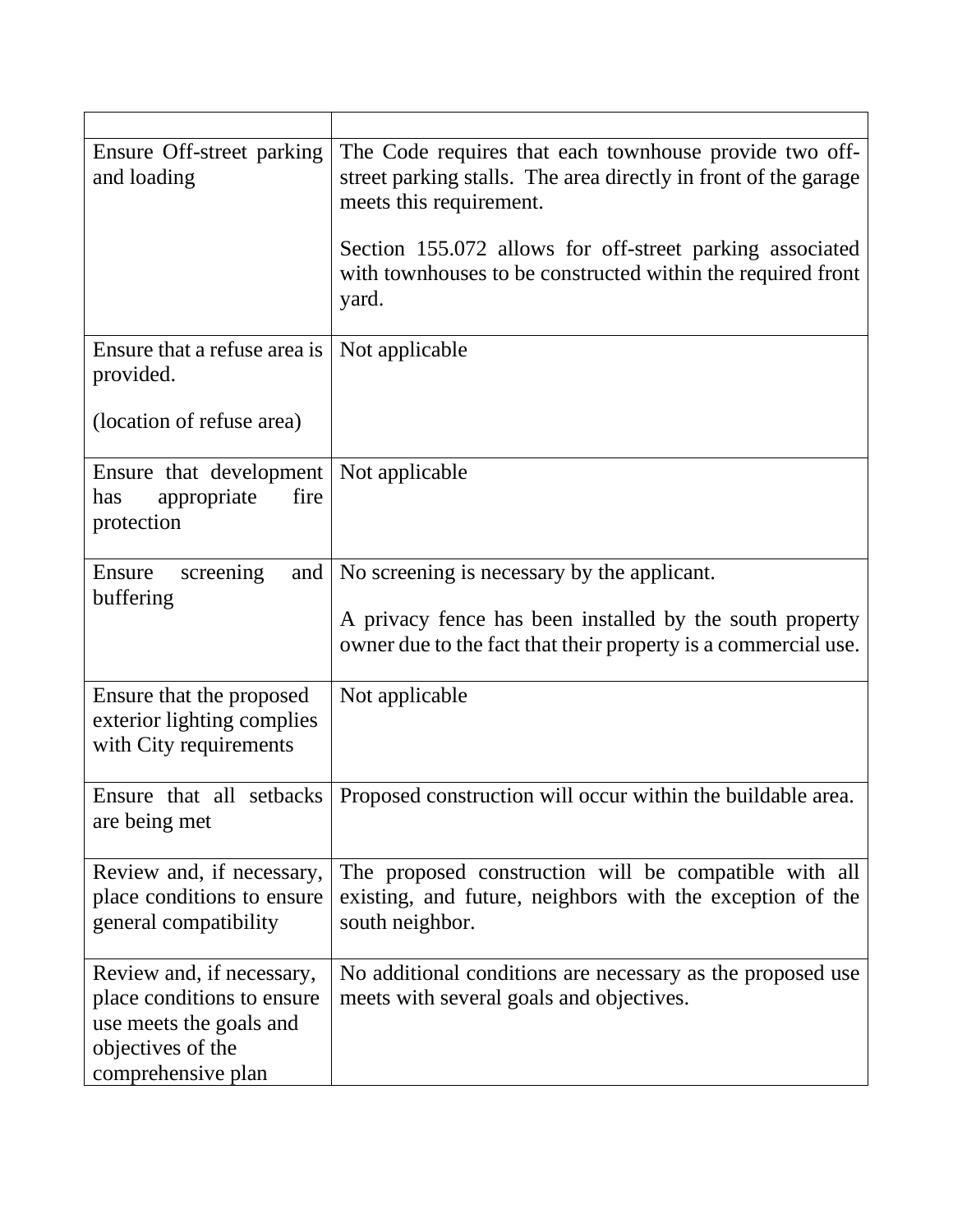| | |
|---|---|
| Ensure Off-street parking and loading | The Code requires that each townhouse provide two off-street parking stalls. The area directly in front of the garage meets this requirement.<br><br>Section 155.072 allows for off-street parking associated with townhouses to be constructed within the required front yard. |
| Ensure that a refuse area is provided.<br><br>(location of refuse area) | Not applicable |
| Ensure that development has appropriate fire protection | Not applicable |
| Ensure screening and buffering | No screening is necessary by the applicant.<br><br>A privacy fence has been installed by the south property owner due to the fact that their property is a commercial use. |
| Ensure that the proposed exterior lighting complies with City requirements | Not applicable |
| Ensure that all setbacks are being met | Proposed construction will occur within the buildable area. |
| Review and, if necessary, place conditions to ensure general compatibility | The proposed construction will be compatible with all existing, and future, neighbors with the exception of the south neighbor. |
| Review and, if necessary, place conditions to ensure use meets the goals and objectives of the comprehensive plan | No additional conditions are necessary as the proposed use meets with several goals and objectives. |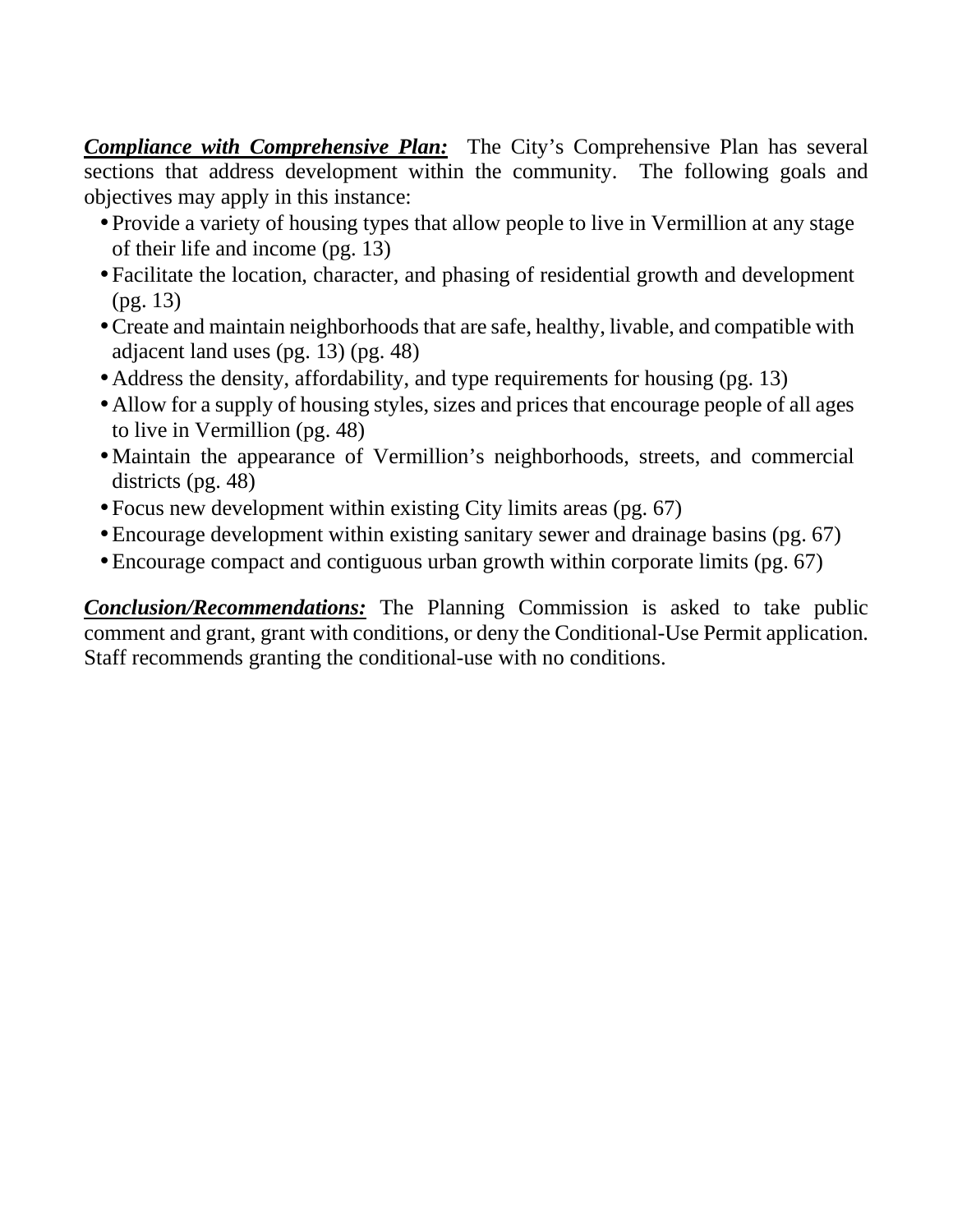***Compliance with Comprehensive Plan:*** The City's Comprehensive Plan has several sections that address development within the community. The following goals and objectives may apply in this instance:

- Provide a variety of housing types that allow people to live in Vermillion at any stage of their life and income (pg. 13)
- Facilitate the location, character, and phasing of residential growth and development (pg. 13)
- Create and maintain neighborhoods that are safe, healthy, livable, and compatible with adjacent land uses (pg. 13) (pg. 48)
- Address the density, affordability, and type requirements for housing (pg. 13)
- Allow for a supply of housing styles, sizes and prices that encourage people of all ages to live in Vermillion (pg. 48)
- Maintain the appearance of Vermillion's neighborhoods, streets, and commercial districts (pg. 48)
- Focus new development within existing City limits areas (pg. 67)
- Encourage development within existing sanitary sewer and drainage basins (pg. 67)
- Encourage compact and contiguous urban growth within corporate limits (pg. 67)

***Conclusion/Recommendations:*** The Planning Commission is asked to take public comment and grant, grant with conditions, or deny the Conditional-Use Permit application. Staff recommends granting the conditional-use with no conditions.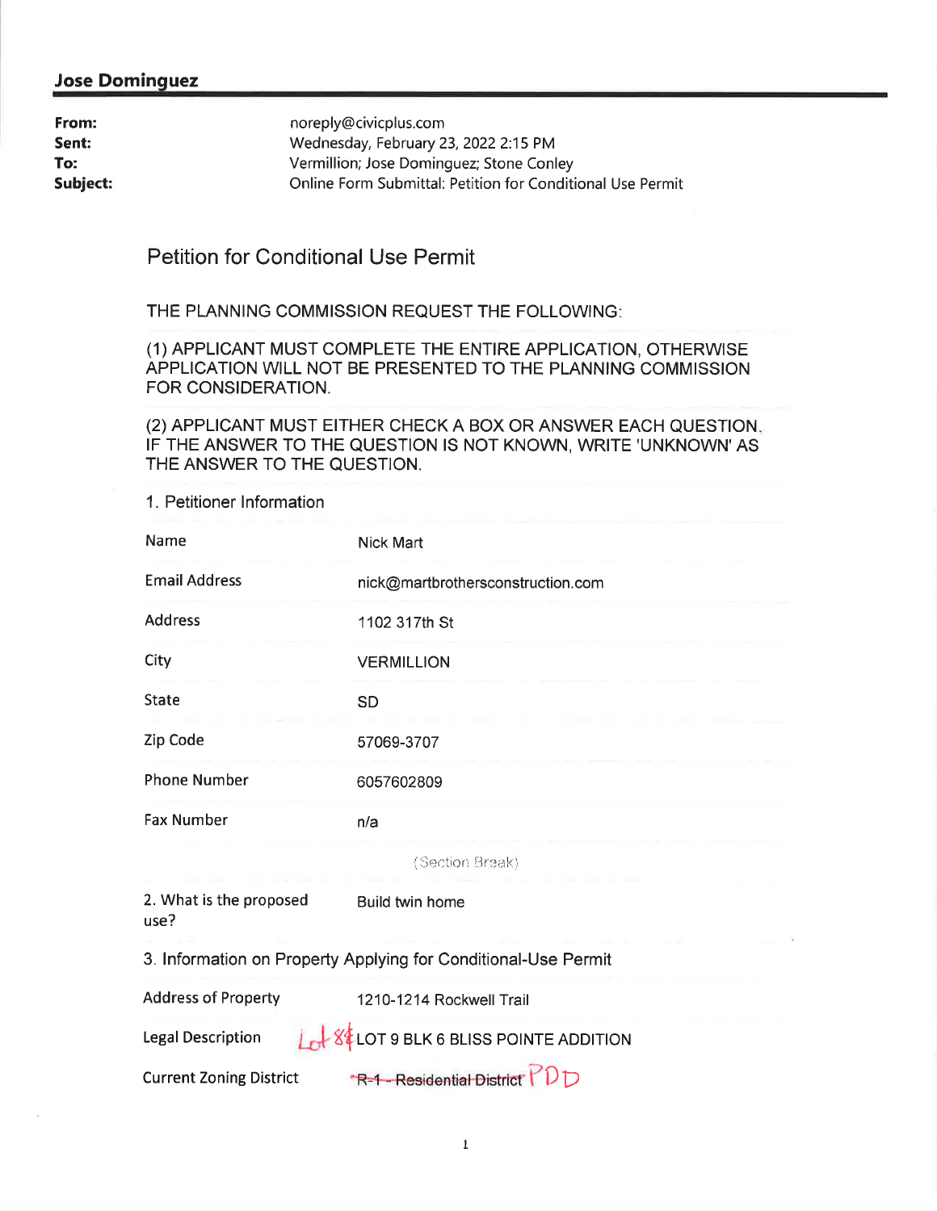## Jose Dominguez

| | |
|---|---|
| **From:** | noreply@civicplus.com |
| **Sent:** | Wednesday, February 23, 2022 2:15 PM |
| **To:** | Vermillion; Jose Dominguez; Stone Conley |
| **Subject:** | Online Form Submittal: Petition for Conditional Use Permit |

# Petition for Conditional Use Permit

THE PLANNING COMMISSION REQUEST THE FOLLOWING:

(1) APPLICANT MUST COMPLETE THE ENTIRE APPLICATION, OTHERWISE APPLICATION WILL NOT BE PRESENTED TO THE PLANNING COMMISSION FOR CONSIDERATION.

(2) APPLICANT MUST EITHER CHECK A BOX OR ANSWER EACH QUESTION. IF THE ANSWER TO THE QUESTION IS NOT KNOWN, WRITE 'UNKNOWN' AS THE ANSWER TO THE QUESTION.

1. Petitioner Information

| | |
|---|---|
| Name | Nick Mart |
| Email Address | nick@martbrothersconstruction.com |
| Address | 1102 317th St |
| City | VERMILLION |
| State | SD |
| Zip Code | 57069-3707 |
| Phone Number | 6057602809 |
| Fax Number | n/a |

(Section Break)

| | |
|---|---|
| 2. What is the proposed use? | Build twin home |

3. Information on Property Applying for Conditional-Use Permit

| | |
|---|---|
| Address of Property | 1210-1214 Rockwell Trail |
| Legal Description | Lot 8 & LOT 9 BLK 6 BLISS POINTE ADDITION |
| Current Zoning District | ~~R-1 - Residential District~~ PDD |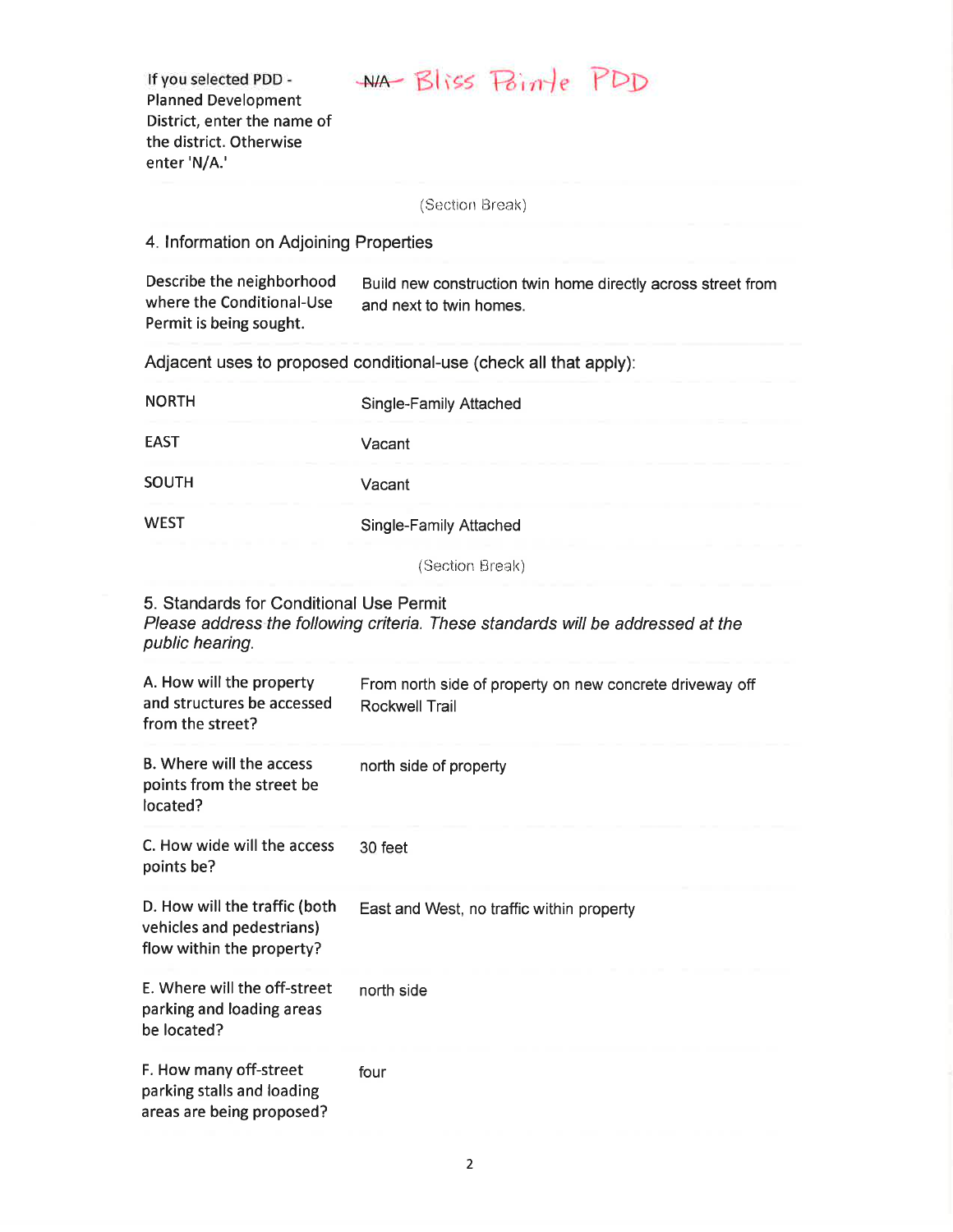| If you selected PDD - Planned Development District, enter the name of the district. Otherwise enter 'N/A.' | ~~N/A~~ Bliss Pointe PDD |
| --- | --- |

(Section Break)

## 4. Information on Adjoining Properties

| Describe the neighborhood where the Conditional-Use Permit is being sought. | Build new construction twin home directly across street from and next to twin homes. |
| --- | --- |

Adjacent uses to proposed conditional-use (check all that apply):

| Direction | Use |
| --- | --- |
| NORTH | Single-Family Attached |
| EAST | Vacant |
| SOUTH | Vacant |
| WEST | Single-Family Attached |

(Section Break)

## 5. Standards for Conditional Use Permit

*Please address the following criteria. These standards will be addressed at the public hearing.*

| Question | Response |
| --- | --- |
| A. How will the property and structures be accessed from the street? | From north side of property on new concrete driveway off Rockwell Trail |
| B. Where will the access points from the street be located? | north side of property |
| C. How wide will the access points be? | 30 feet |
| D. How will the traffic (both vehicles and pedestrians) flow within the property? | East and West, no traffic within property |
| E. Where will the off-street parking and loading areas be located? | north side |
| F. How many off-street parking stalls and loading areas are being proposed? | four |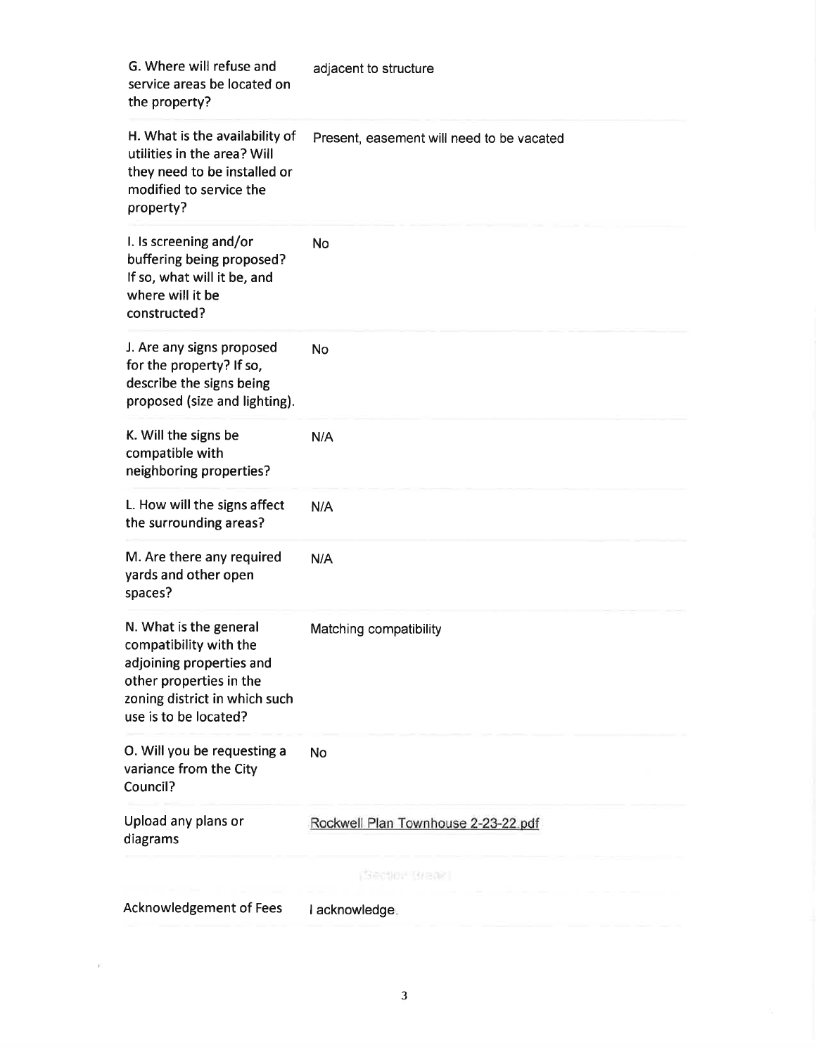| | |
|---|---|
| G. Where will refuse and service areas be located on the property? | adjacent to structure |
| H. What is the availability of utilities in the area? Will they need to be installed or modified to service the property? | Present, easement will need to be vacated |
| I. Is screening and/or buffering being proposed? If so, what will it be, and where will it be constructed? | No |
| J. Are any signs proposed for the property? If so, describe the signs being proposed (size and lighting). | No |
| K. Will the signs be compatible with neighboring properties? | N/A |
| L. How will the signs affect the surrounding areas? | N/A |
| M. Are there any required yards and other open spaces? | N/A |
| N. What is the general compatibility with the adjoining properties and other properties in the zoning district in which such use is to be located? | Matching compatibility |
| O. Will you be requesting a variance from the City Council? | No |
| Upload any plans or diagrams | Rockwell Plan Townhouse 2-23-22.pdf |
| | (Section Break) |
| Acknowledgement of Fees | I acknowledge. |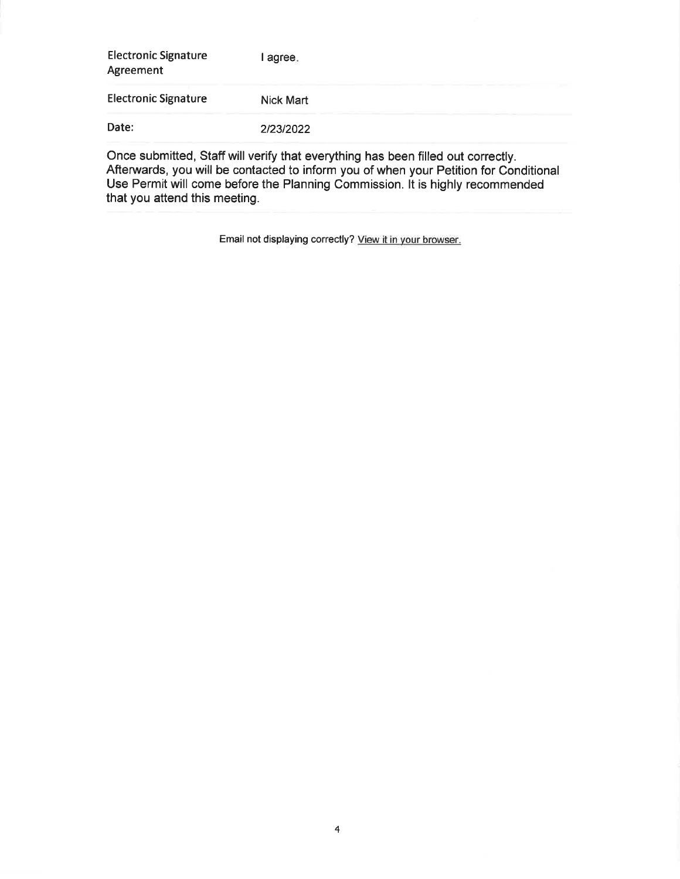| | |
|---|---|
| Electronic Signature Agreement | I agree. |
| Electronic Signature | Nick Mart |
| Date: | 2/23/2022 |

Once submitted, Staff will verify that everything has been filled out correctly. Afterwards, you will be contacted to inform you of when your Petition for Conditional Use Permit will come before the Planning Commission. It is highly recommended that you attend this meeting.

Email not displaying correctly? View it in your browser.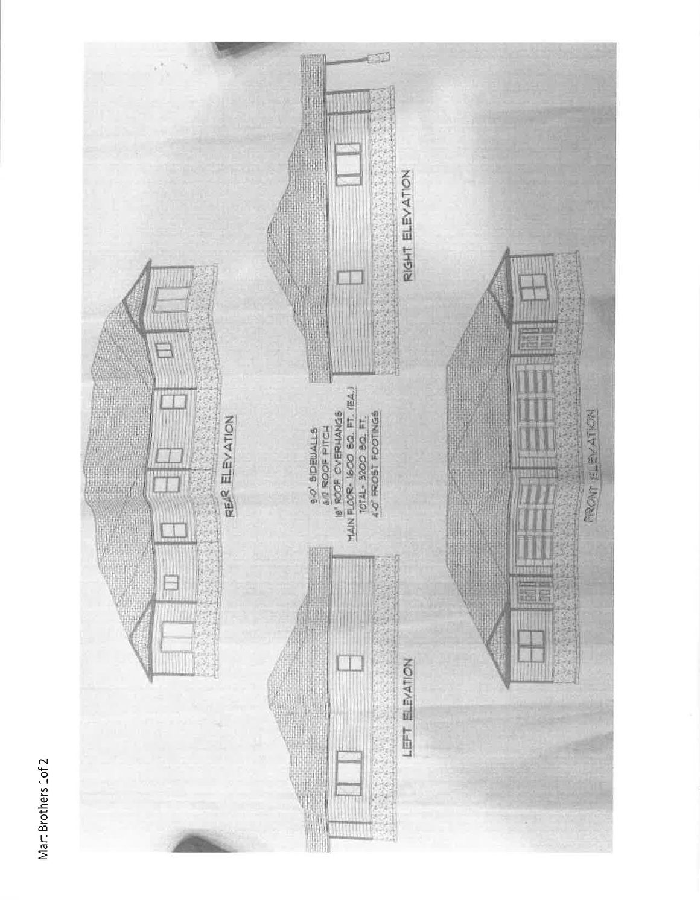Mart Brothers 1of 2

REAR ELEVATION

RIGHT ELEVATION

9'-0" SIDEWALLS
6/12 ROOF PITCH
18" ROOF OVERHANGS
MAIN FLOOR - 1600 SQ. FT. (EA.)
TOTAL - 3200 SQ. FT.
4'-0" FROST FOOTINGS

LEFT ELEVATION

FRONT ELEVATION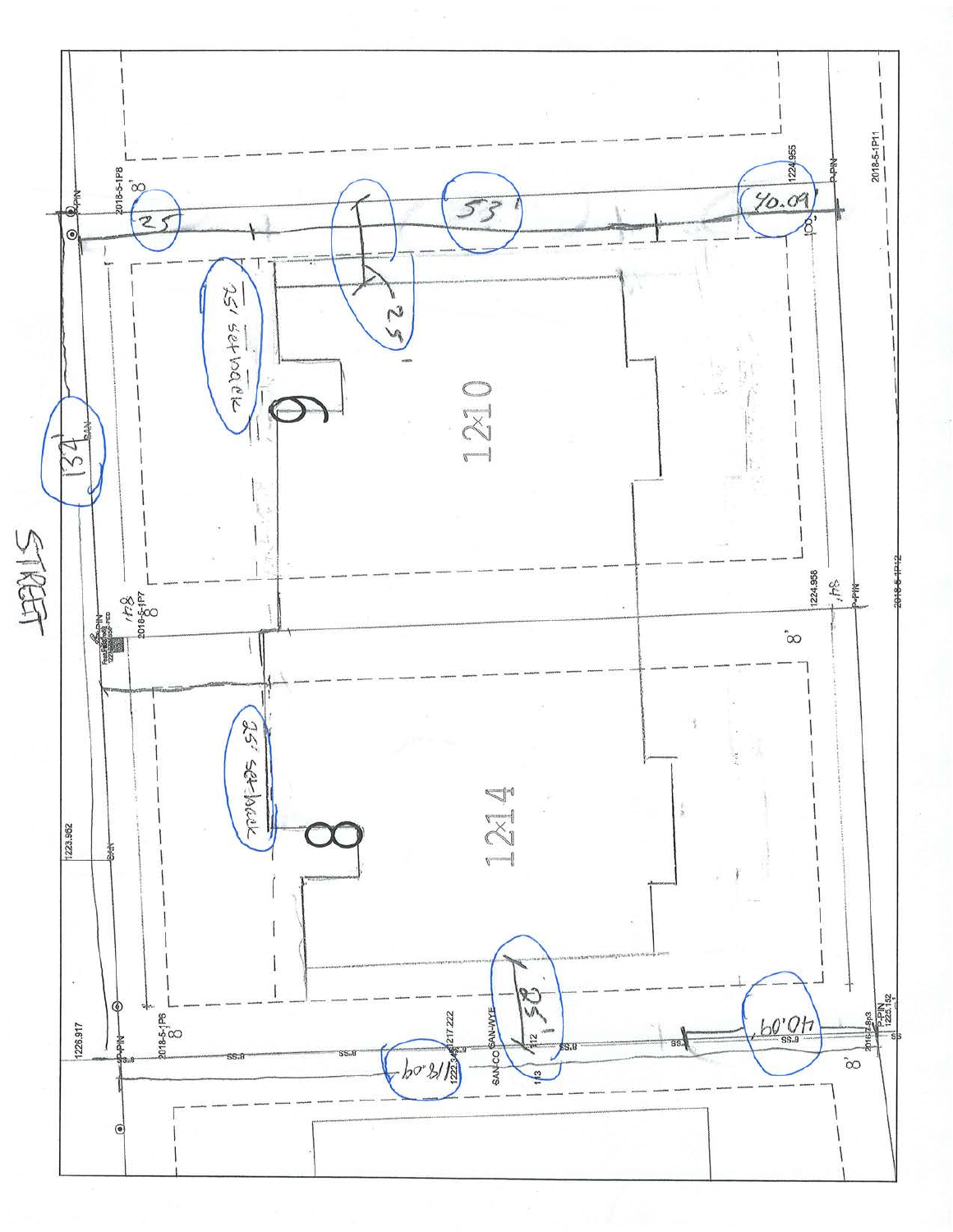STREET

134

SAN

1223.962

SAN

1226.917

P-PIN

2018-5-1P8

8'

P-PIN

25

25' setback

25

53'

40.09'

1224.955

P-PIN

2018-5-1P11

100'

6

1210

2018-5-1P7

8

PIN

8'

1224.958

P-PIN

2018-5-1P12

25' setback

8

1214

2018-5-1P6

8

118.09'

1217.222

1222.3

SAN-WYE

SAN-CO

58'

40.09'

SS

2016-7-8p3

P-PIN

1225.152

8'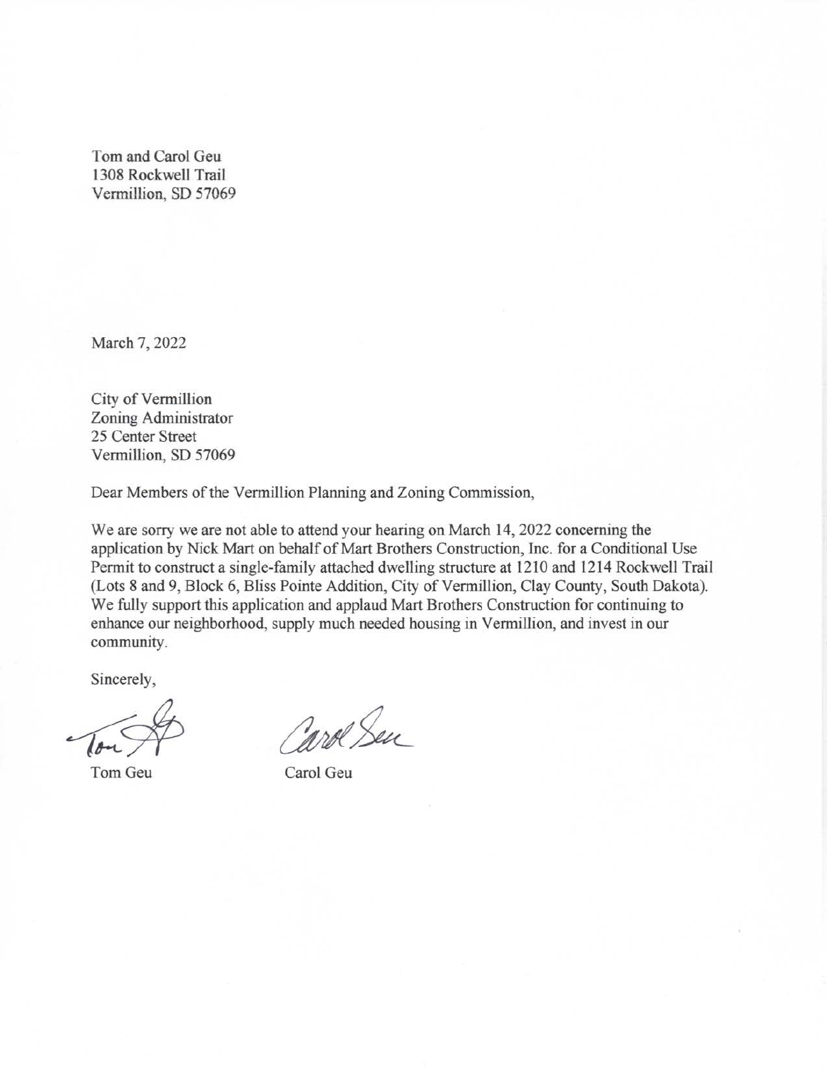Tom and Carol Geu
1308 Rockwell Trail
Vermillion, SD 57069

March 7, 2022

City of Vermillion
Zoning Administrator
25 Center Street
Vermillion, SD 57069

Dear Members of the Vermillion Planning and Zoning Commission,

We are sorry we are not able to attend your hearing on March 14, 2022 concerning the application by Nick Mart on behalf of Mart Brothers Construction, Inc. for a Conditional Use Permit to construct a single-family attached dwelling structure at 1210 and 1214 Rockwell Trail (Lots 8 and 9, Block 6, Bliss Pointe Addition, City of Vermillion, Clay County, South Dakota). We fully support this application and applaud Mart Brothers Construction for continuing to enhance our neighborhood, supply much needed housing in Vermillion, and invest in our community.

Sincerely,

Tom Geu          Carol Geu